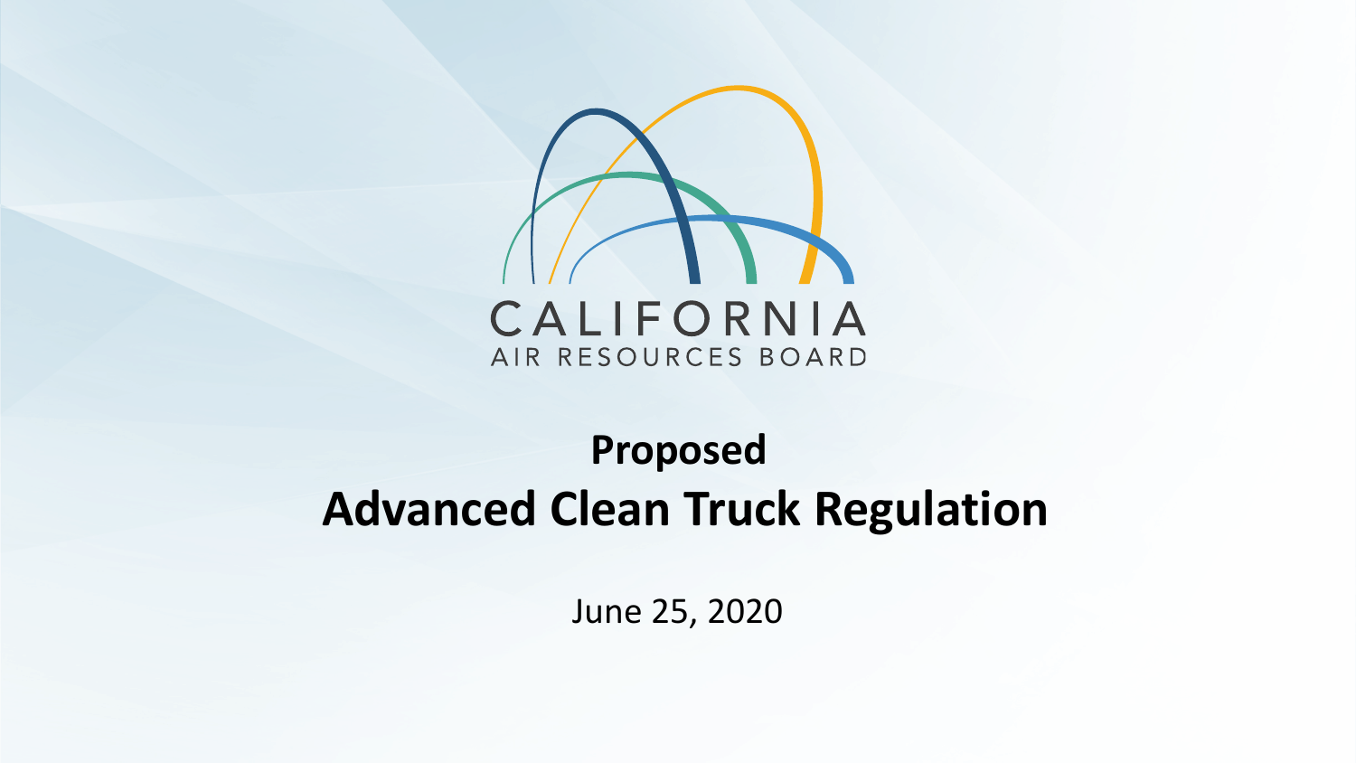CALIFORNIA
AIR RESOURCES BOARD

# Proposed
# Advanced Clean Truck Regulation

June 25, 2020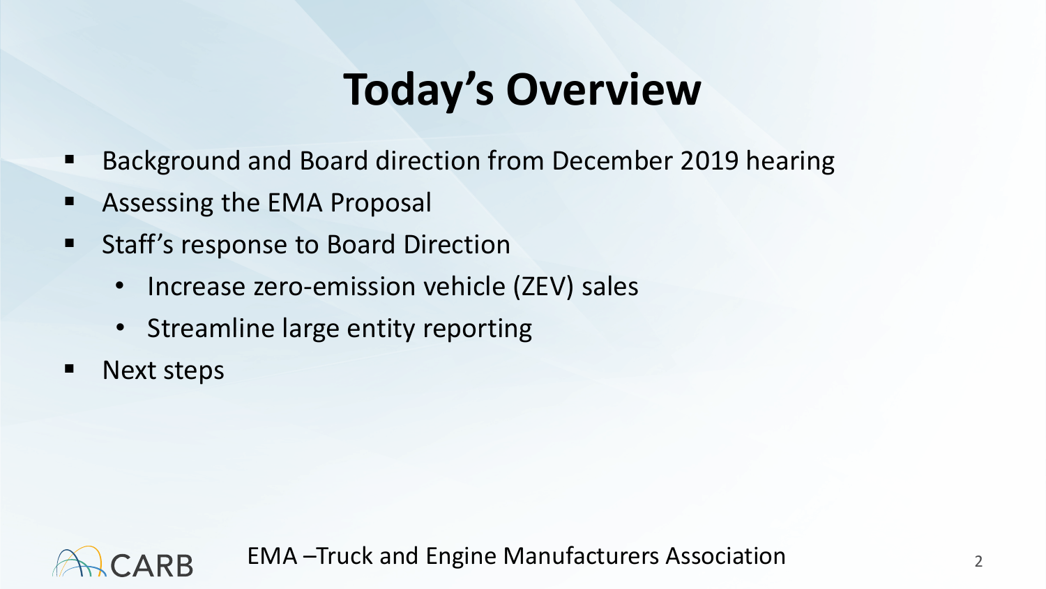# Today's Overview

- Background and Board direction from December 2019 hearing
- Assessing the EMA Proposal
- Staff's response to Board Direction
  - Increase zero-emission vehicle (ZEV) sales
  - Streamline large entity reporting
- Next steps

EMA –Truck and Engine Manufacturers Association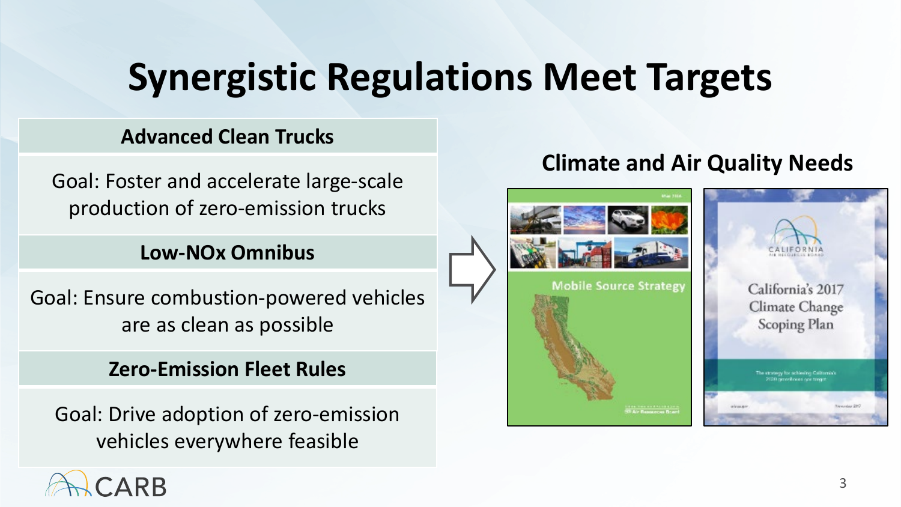# Synergistic Regulations Meet Targets

**Advanced Clean Trucks**

Goal: Foster and accelerate large-scale production of zero-emission trucks

**Low-NOx Omnibus**

Goal: Ensure combustion-powered vehicles are as clean as possible

**Zero-Emission Fleet Rules**

Goal: Drive adoption of zero-emission vehicles everywhere feasible

**Climate and Air Quality Needs**

Mobile Source Strategy

California's 2017 Climate Change Scoping Plan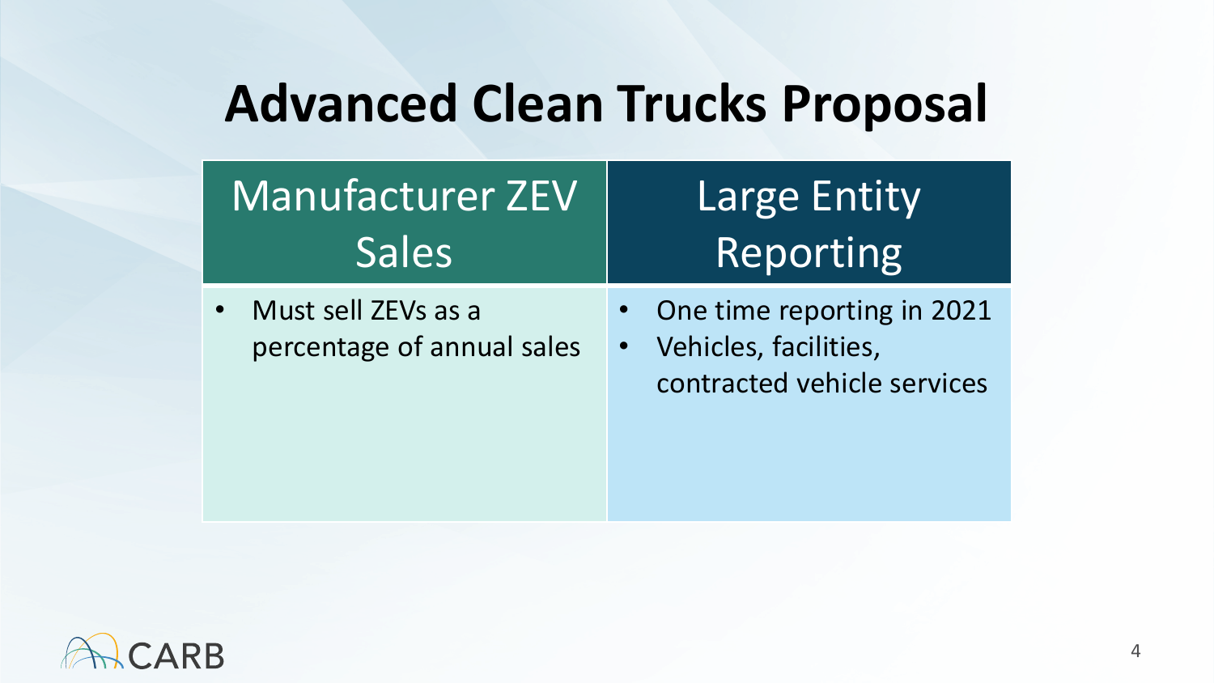# Advanced Clean Trucks Proposal

| Manufacturer ZEV Sales | Large Entity Reporting |
| --- | --- |
| • Must sell ZEVs as a percentage of annual sales | • One time reporting in 2021<br>• Vehicles, facilities, contracted vehicle services |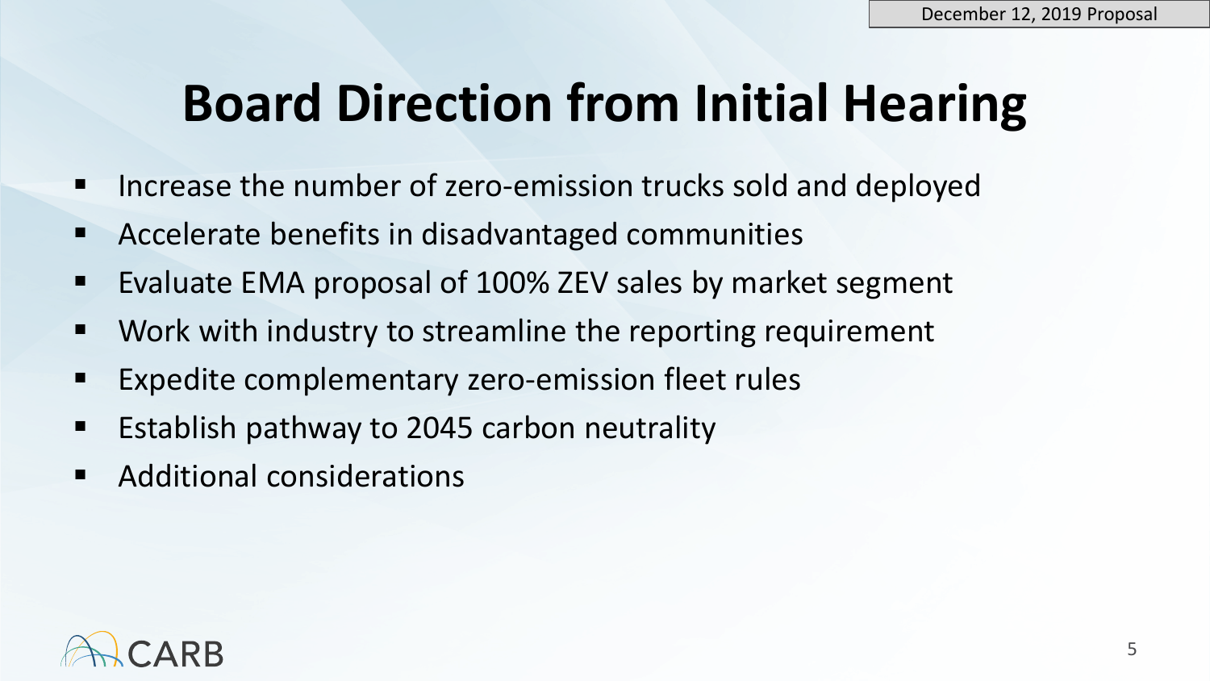December 12, 2019 Proposal

# Board Direction from Initial Hearing

- Increase the number of zero-emission trucks sold and deployed
- Accelerate benefits in disadvantaged communities
- Evaluate EMA proposal of 100% ZEV sales by market segment
- Work with industry to streamline the reporting requirement
- Expedite complementary zero-emission fleet rules
- Establish pathway to 2045 carbon neutrality
- Additional considerations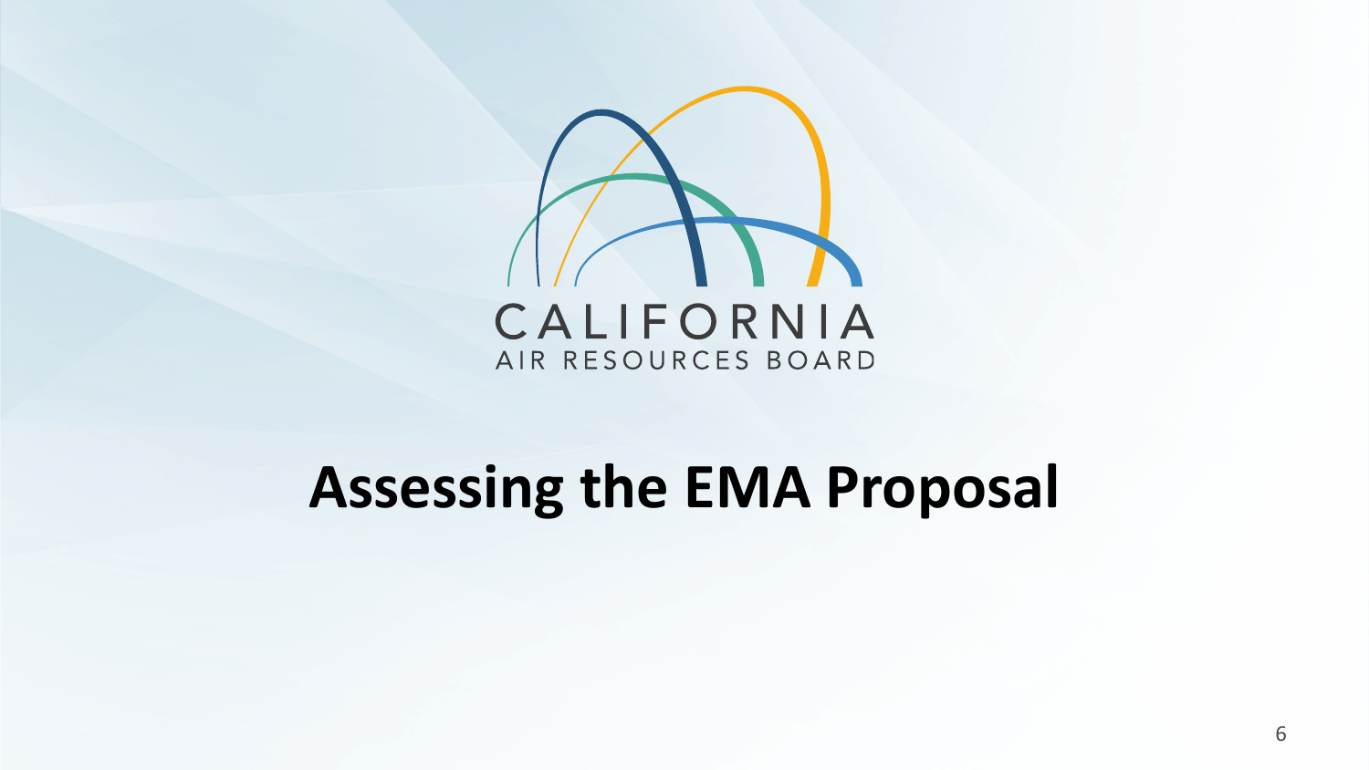CALIFORNIA
AIR RESOURCES BOARD

# Assessing the EMA Proposal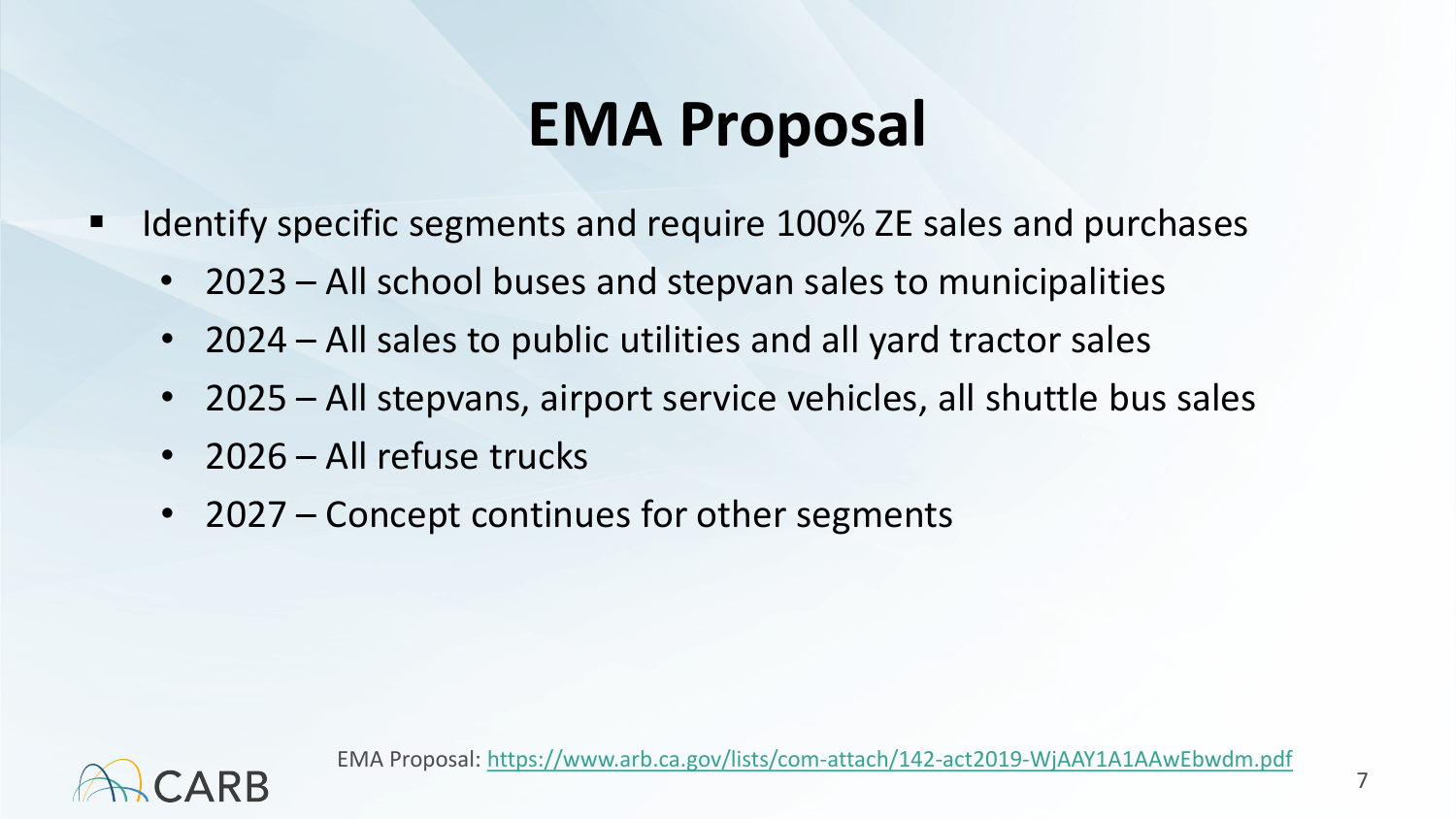# EMA Proposal

- Identify specific segments and require 100% ZE sales and purchases
  - 2023 – All school buses and stepvan sales to municipalities
  - 2024 – All sales to public utilities and all yard tractor sales
  - 2025 – All stepvans, airport service vehicles, all shuttle bus sales
  - 2026 – All refuse trucks
  - 2027 – Concept continues for other segments

EMA Proposal: https://www.arb.ca.gov/lists/com-attach/142-act2019-WjAAY1A1AAwEbwdm.pdf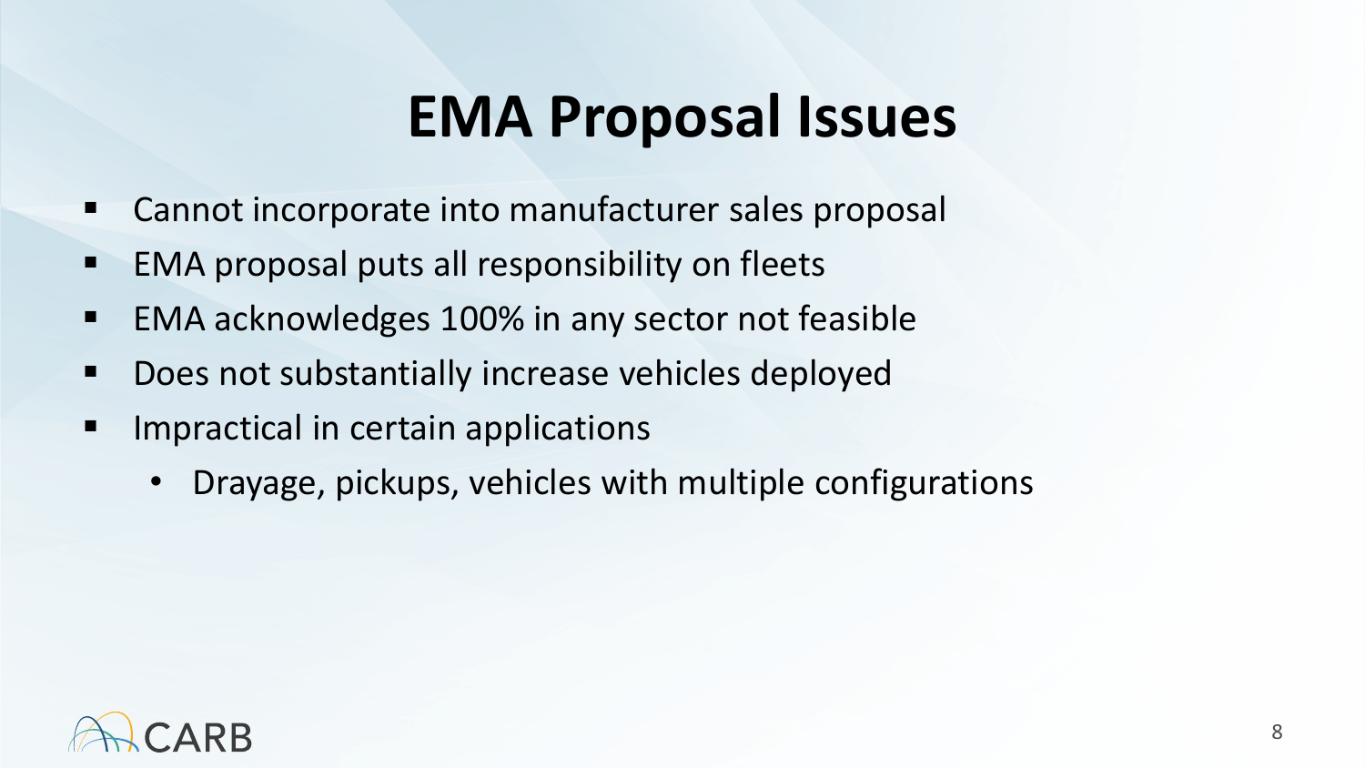# EMA Proposal Issues

- Cannot incorporate into manufacturer sales proposal
- EMA proposal puts all responsibility on fleets
- EMA acknowledges 100% in any sector not feasible
- Does not substantially increase vehicles deployed
- Impractical in certain applications
  - Drayage, pickups, vehicles with multiple configurations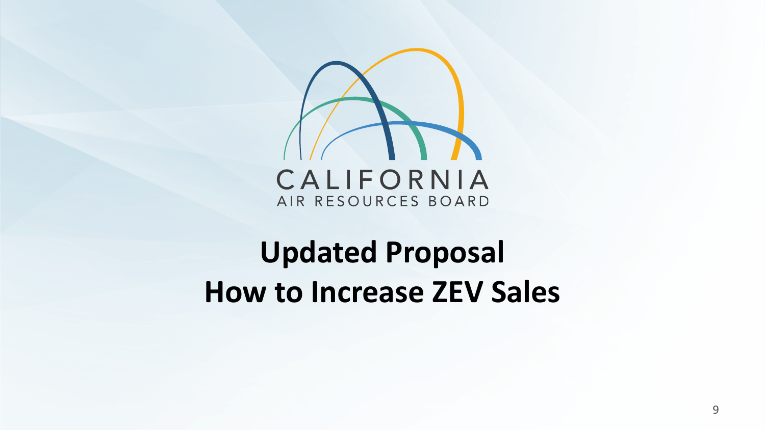CALIFORNIA
AIR RESOURCES BOARD

# Updated Proposal
# How to Increase ZEV Sales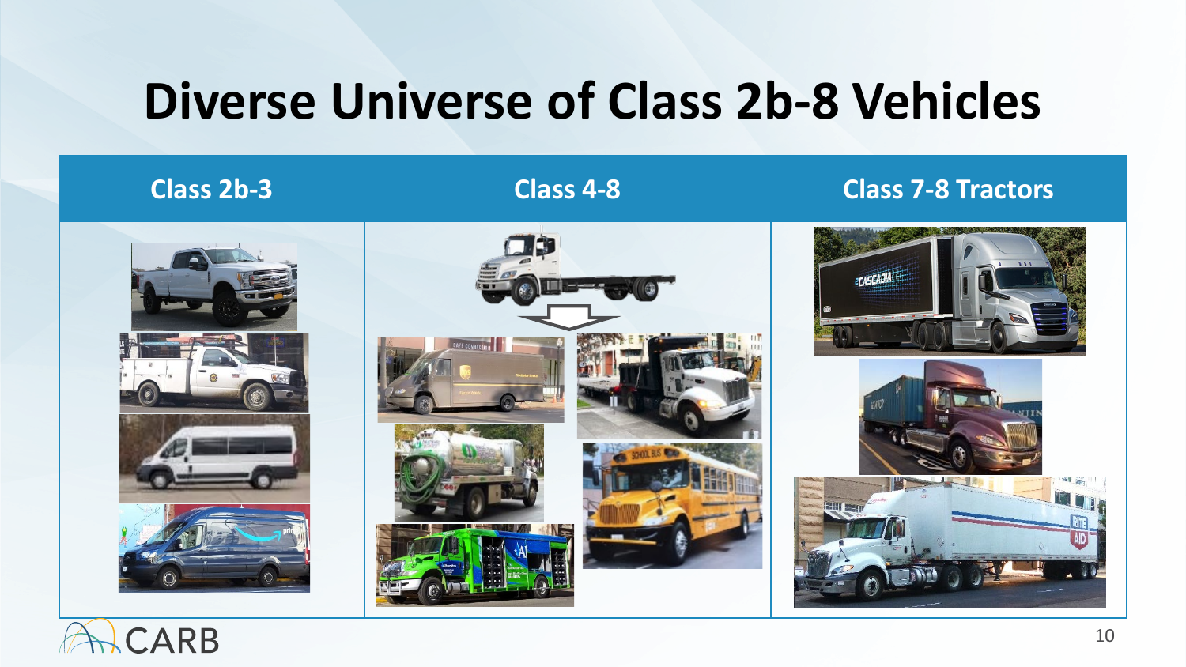# Diverse Universe of Class 2b-8 Vehicles

| Class 2b-3 | Class 4-8 | Class 7-8 Tractors |
| --- | --- | --- |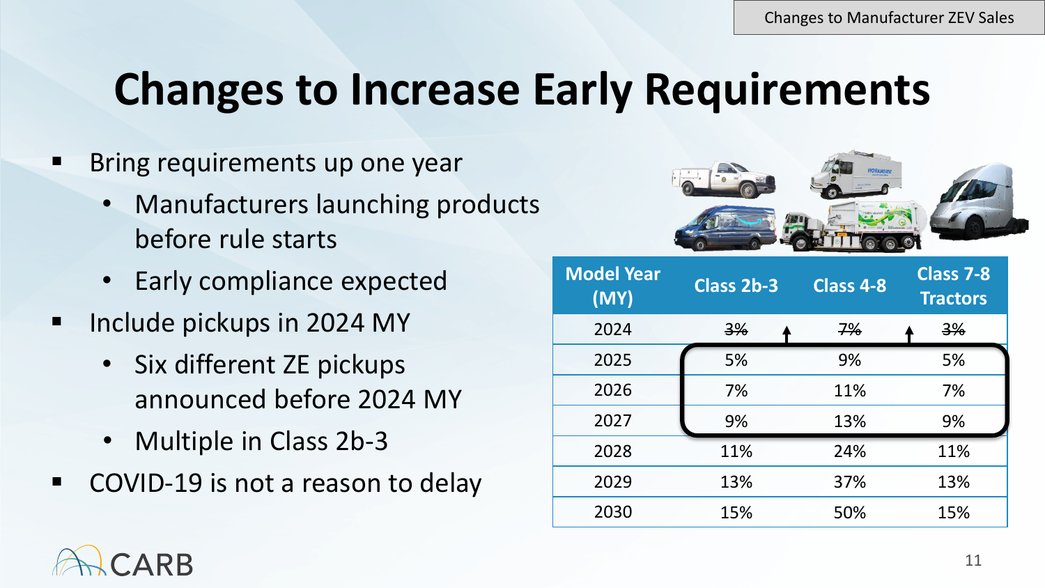Changes to Manufacturer ZEV Sales

# Changes to Increase Early Requirements

- Bring requirements up one year
  - Manufacturers launching products before rule starts
  - Early compliance expected
- Include pickups in 2024 MY
  - Six different ZE pickups announced before 2024 MY
  - Multiple in Class 2b-3
- COVID-19 is not a reason to delay

| Model Year (MY) | Class 2b-3 | Class 4-8 | Class 7-8 Tractors |
|---|---|---|---|
| 2024 | ~~3%~~ | ~~7%~~ | ~~3%~~ |
| 2025 | 5% | 9% | 5% |
| 2026 | 7% | 11% | 7% |
| 2027 | 9% | 13% | 9% |
| 2028 | 11% | 24% | 11% |
| 2029 | 13% | 37% | 13% |
| 2030 | 15% | 50% | 15% |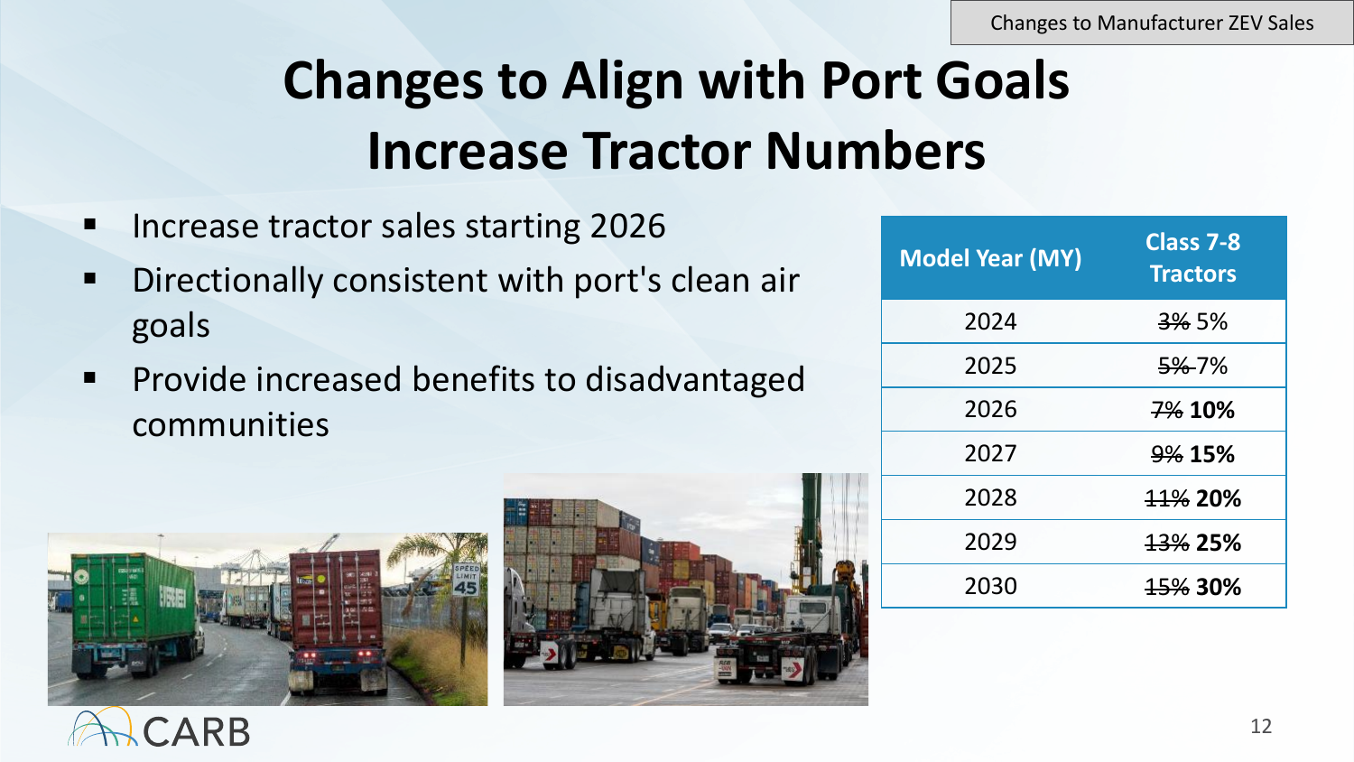# Changes to Align with Port Goals Increase Tractor Numbers

- Increase tractor sales starting 2026
- Directionally consistent with port's clean air goals
- Provide increased benefits to disadvantaged communities

| Model Year (MY) | Class 7-8 Tractors |
|---|---|
| 2024 | ~~3%~~ 5% |
| 2025 | ~~5%~~ 7% |
| 2026 | ~~7%~~ **10%** |
| 2027 | ~~9%~~ **15%** |
| 2028 | ~~11%~~ **20%** |
| 2029 | ~~13%~~ **25%** |
| 2030 | ~~15%~~ **30%** |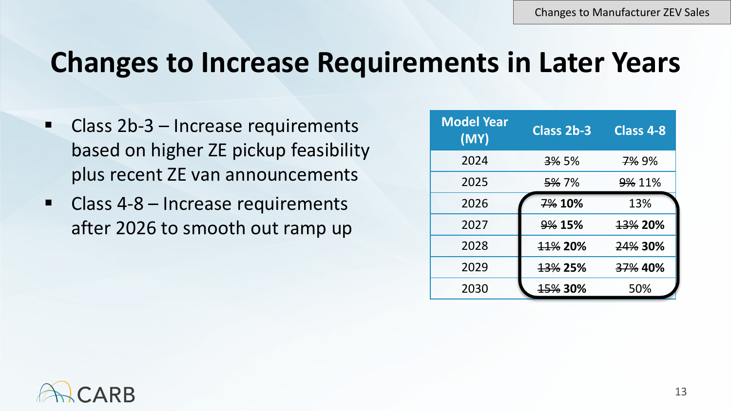# Changes to Increase Requirements in Later Years

- Class 2b-3 – Increase requirements based on higher ZE pickup feasibility plus recent ZE van announcements
- Class 4-8 – Increase requirements after 2026 to smooth out ramp up

| Model Year (MY) | Class 2b-3 | Class 4-8 |
|---|---|---|
| 2024 | ~~3%~~ 5% | ~~7%~~ 9% |
| 2025 | ~~5%~~ 7% | ~~9%~~ 11% |
| 2026 | ~~7%~~ **10%** | 13% |
| 2027 | ~~9%~~ **15%** | ~~13%~~ **20%** |
| 2028 | ~~11%~~ **20%** | ~~24%~~ **30%** |
| 2029 | ~~13%~~ **25%** | ~~37%~~ **40%** |
| 2030 | ~~15%~~ **30%** | 50% |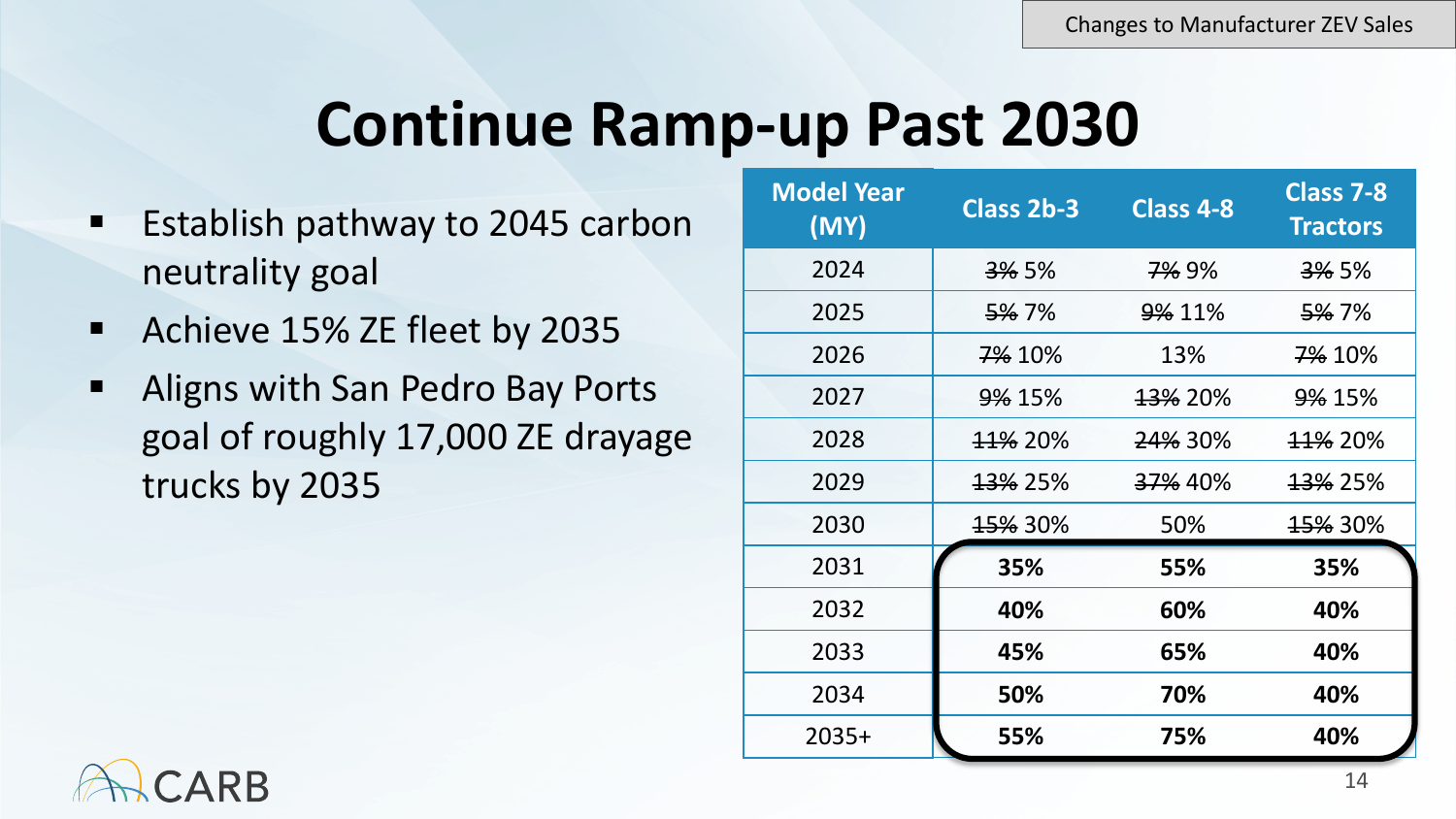Changes to Manufacturer ZEV Sales

# Continue Ramp-up Past 2030

- Establish pathway to 2045 carbon neutrality goal
- Achieve 15% ZE fleet by 2035
- Aligns with San Pedro Bay Ports goal of roughly 17,000 ZE drayage trucks by 2035

| Model Year (MY) | Class 2b-3 | Class 4-8 | Class 7-8 Tractors |
|---|---|---|---|
| 2024 | ~~3%~~ 5% | ~~7%~~ 9% | ~~3%~~ 5% |
| 2025 | ~~5%~~ 7% | ~~9%~~ 11% | ~~5%~~ 7% |
| 2026 | ~~7%~~ 10% | 13% | ~~7%~~ 10% |
| 2027 | ~~9%~~ 15% | ~~13%~~ 20% | ~~9%~~ 15% |
| 2028 | ~~11%~~ 20% | ~~24%~~ 30% | ~~11%~~ 20% |
| 2029 | ~~13%~~ 25% | ~~37%~~ 40% | ~~13%~~ 25% |
| 2030 | ~~15%~~ 30% | 50% | ~~15%~~ 30% |
| 2031 | **35%** | **55%** | **35%** |
| 2032 | **40%** | **60%** | **40%** |
| 2033 | **45%** | **65%** | **40%** |
| 2034 | **50%** | **70%** | **40%** |
| 2035+ | **55%** | **75%** | **40%** |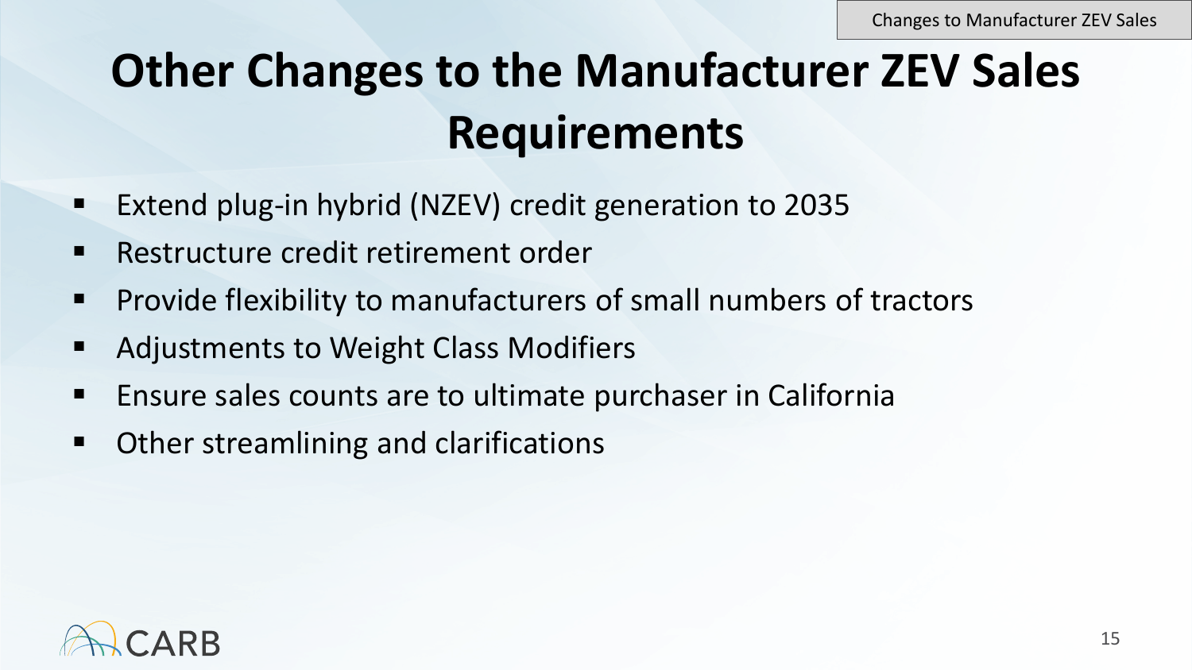# Other Changes to the Manufacturer ZEV Sales Requirements

- Extend plug-in hybrid (NZEV) credit generation to 2035
- Restructure credit retirement order
- Provide flexibility to manufacturers of small numbers of tractors
- Adjustments to Weight Class Modifiers
- Ensure sales counts are to ultimate purchaser in California
- Other streamlining and clarifications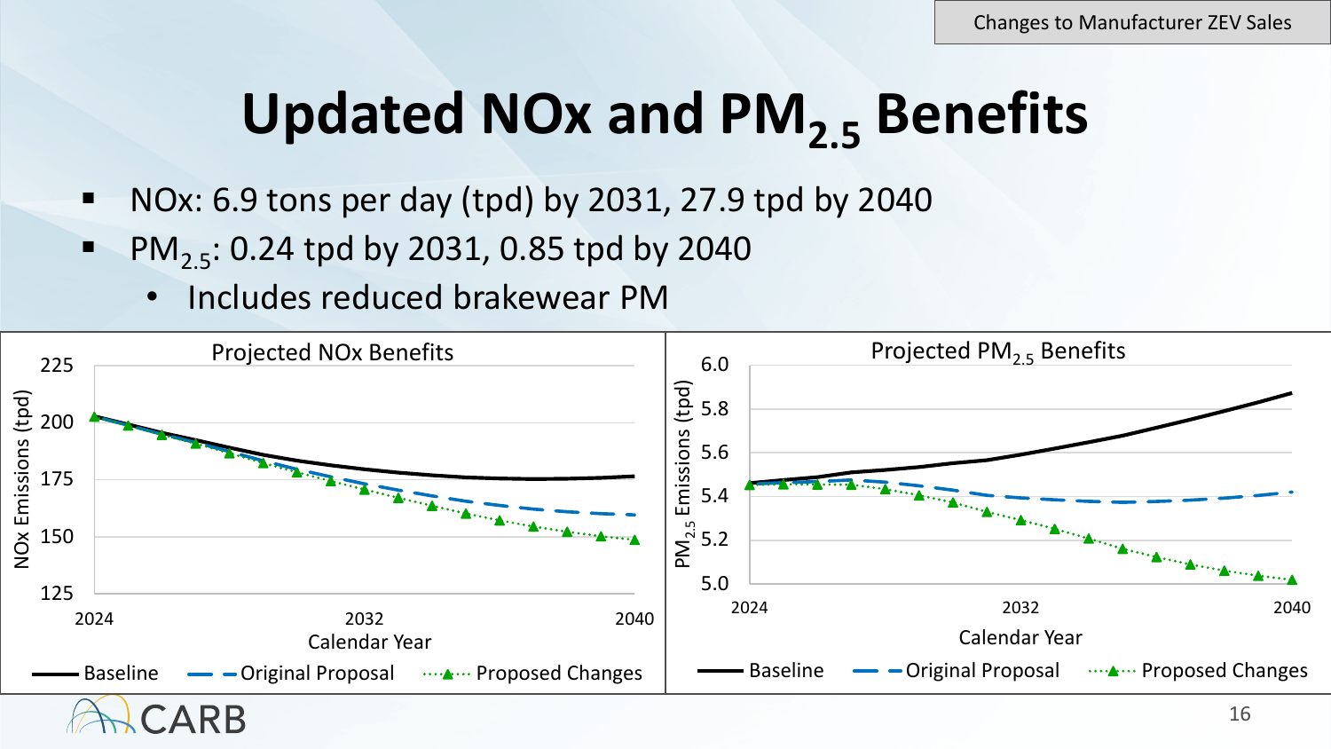Changes to Manufacturer ZEV Sales

# Updated NOx and $PM_{2.5}$ Benefits

- NOx: 6.9 tons per day (tpd) by 2031, 27.9 tpd by 2040
- $PM_{2.5}$: 0.24 tpd by 2031, 0.85 tpd by 2040
  - Includes reduced brakewear PM

Projected NOx Benefits

NOx Emissions (tpd): 125, 150, 175, 200, 225

Calendar Year: 2024, 2032, 2040

Baseline — Original Proposal — Proposed Changes

Projected $PM_{2.5}$ Benefits

$PM_{2.5}$ Emissions (tpd): 5.0, 5.2, 5.4, 5.6, 5.8, 6.0

Calendar Year: 2024, 2032, 2040

Baseline — Original Proposal — Proposed Changes

CARB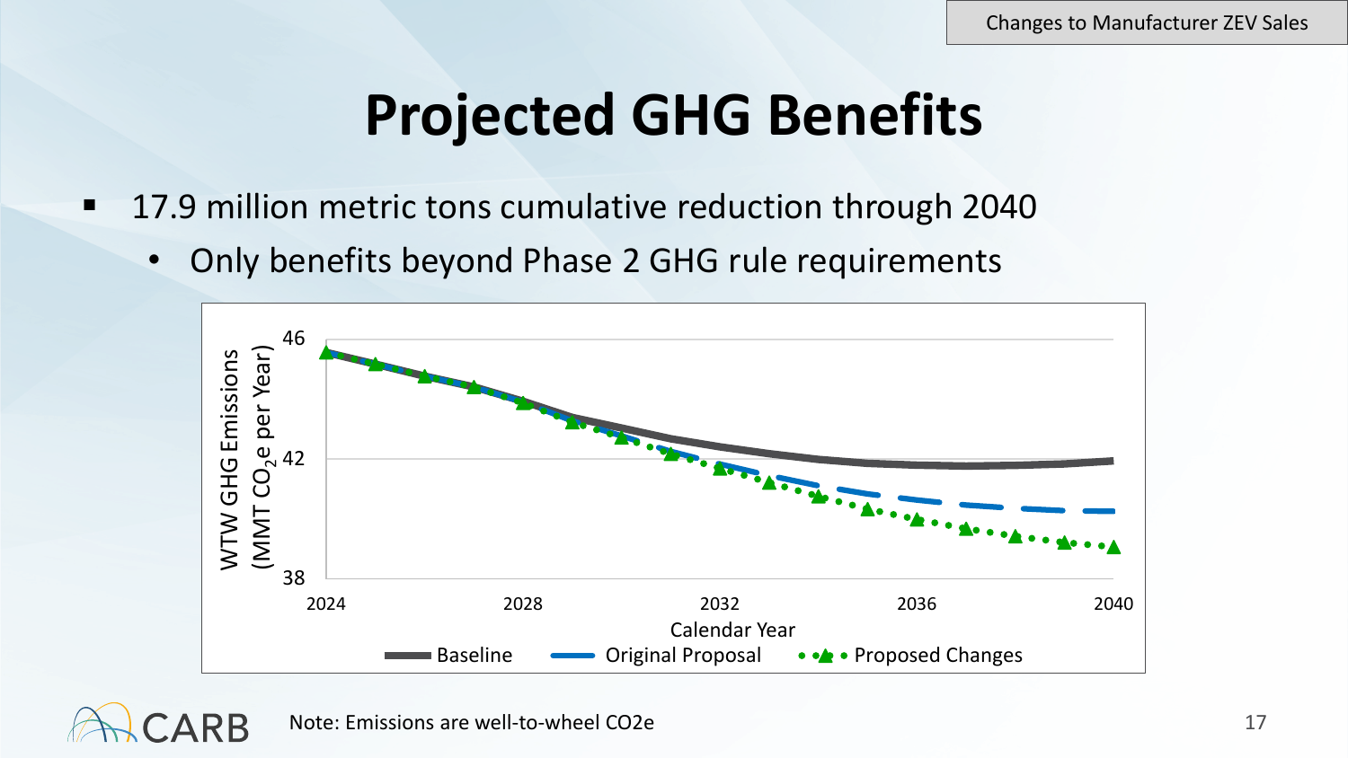# Projected GHG Benefits

- 17.9 million metric tons cumulative reduction through 2040
  - Only benefits beyond Phase 2 GHG rule requirements

Note: Emissions are well-to-wheel CO2e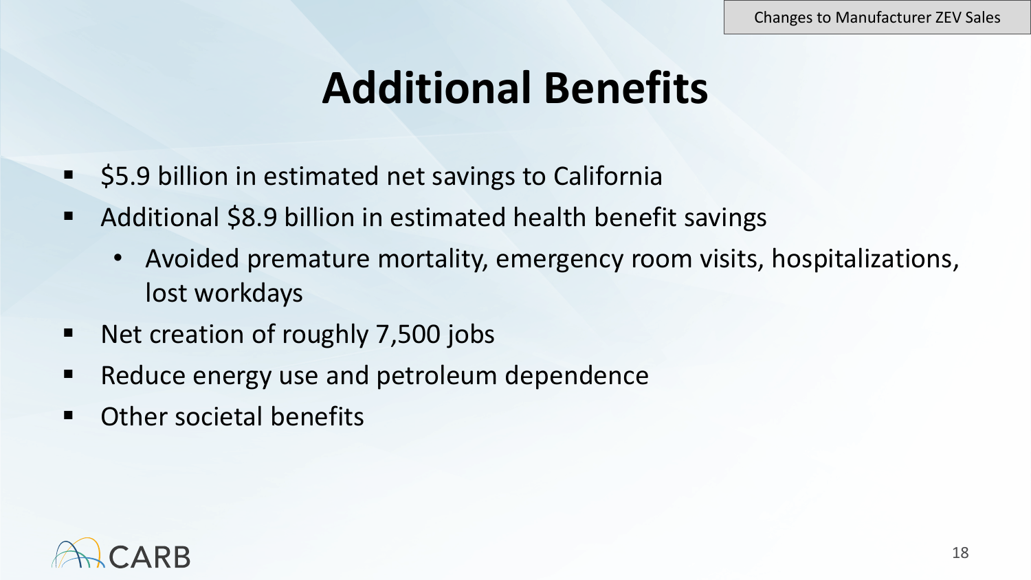# Additional Benefits

- $5.9 billion in estimated net savings to California
- Additional $8.9 billion in estimated health benefit savings
  - Avoided premature mortality, emergency room visits, hospitalizations, lost workdays
- Net creation of roughly 7,500 jobs
- Reduce energy use and petroleum dependence
- Other societal benefits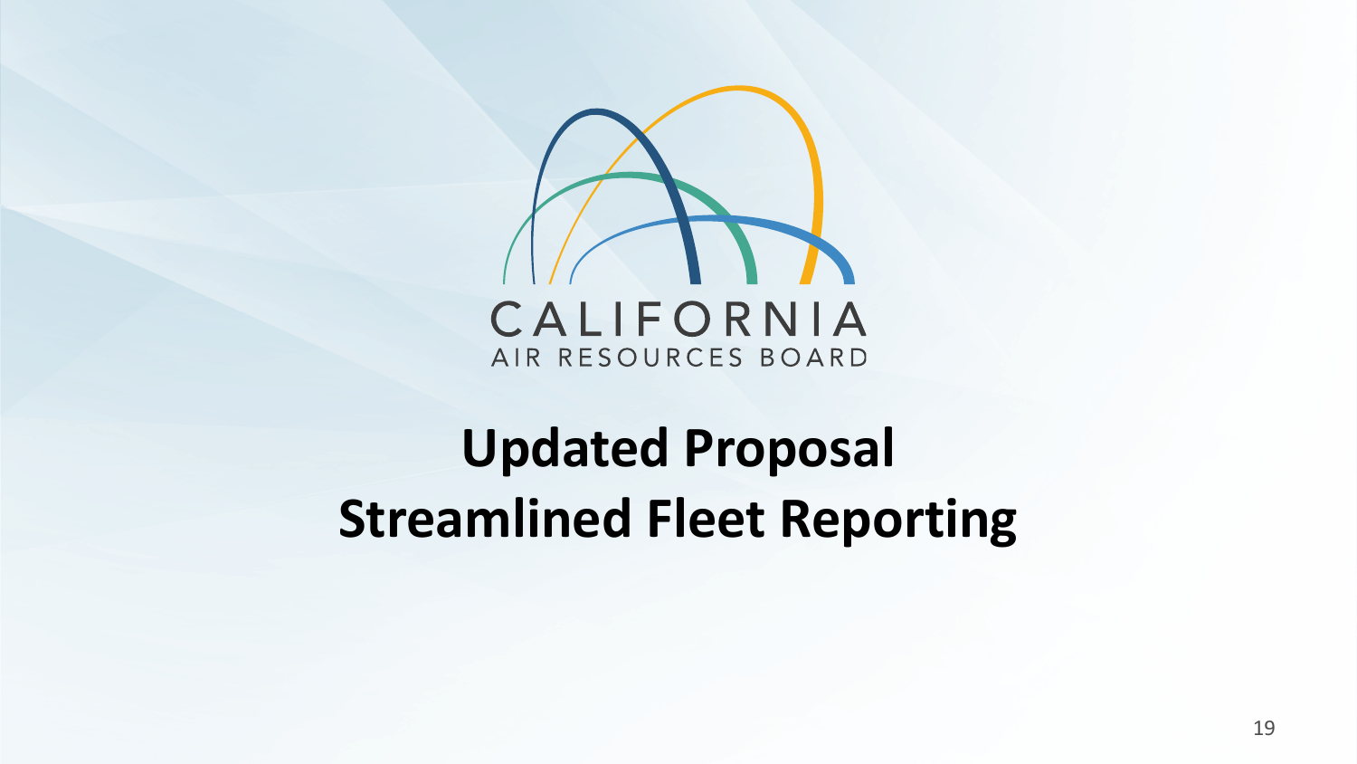CALIFORNIA
AIR RESOURCES BOARD

# Updated Proposal
# Streamlined Fleet Reporting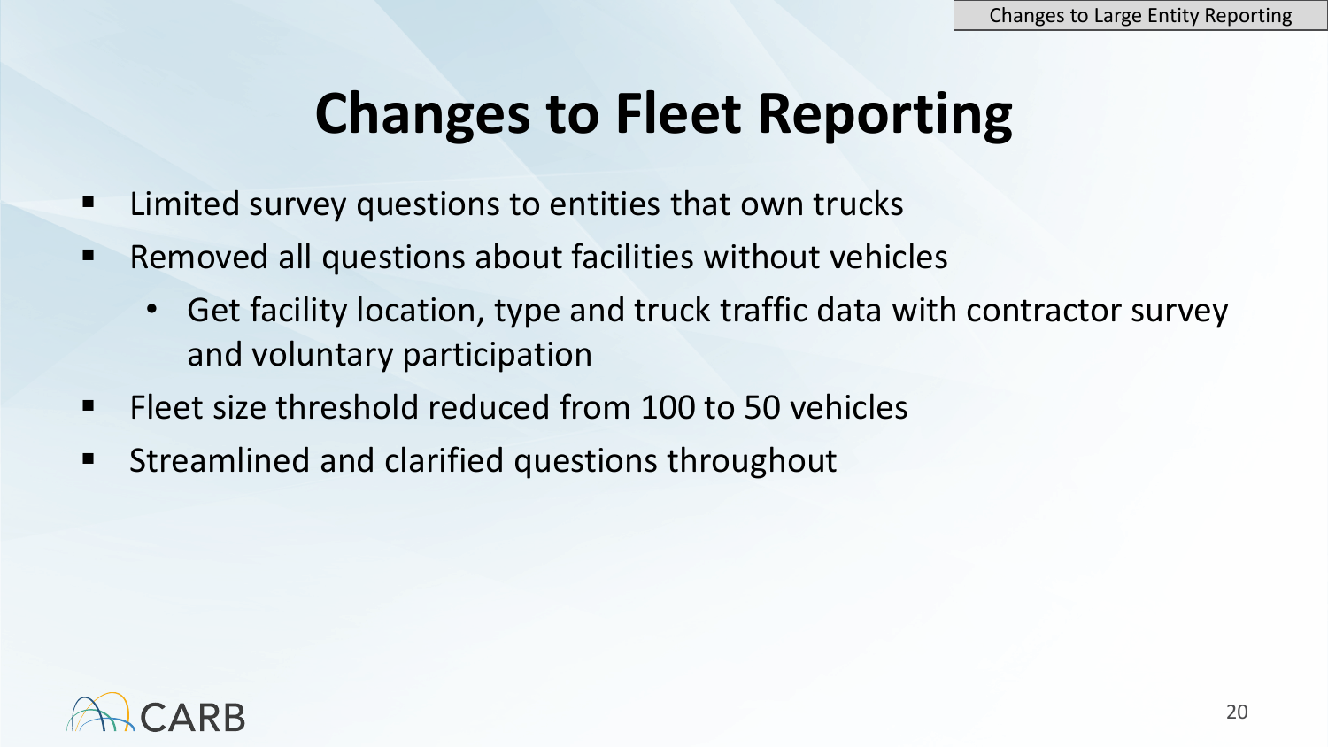# Changes to Fleet Reporting

- Limited survey questions to entities that own trucks
- Removed all questions about facilities without vehicles
  - Get facility location, type and truck traffic data with contractor survey and voluntary participation
- Fleet size threshold reduced from 100 to 50 vehicles
- Streamlined and clarified questions throughout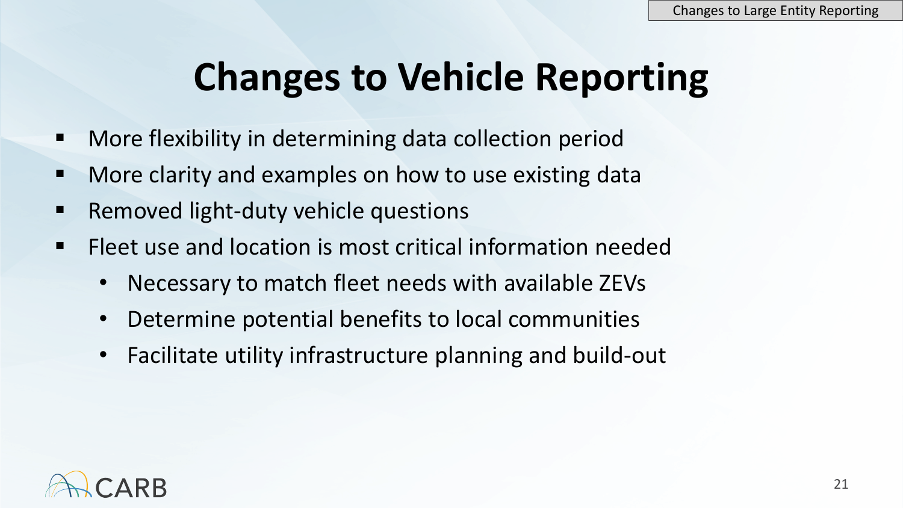# Changes to Vehicle Reporting

- More flexibility in determining data collection period
- More clarity and examples on how to use existing data
- Removed light-duty vehicle questions
- Fleet use and location is most critical information needed
  - Necessary to match fleet needs with available ZEVs
  - Determine potential benefits to local communities
  - Facilitate utility infrastructure planning and build-out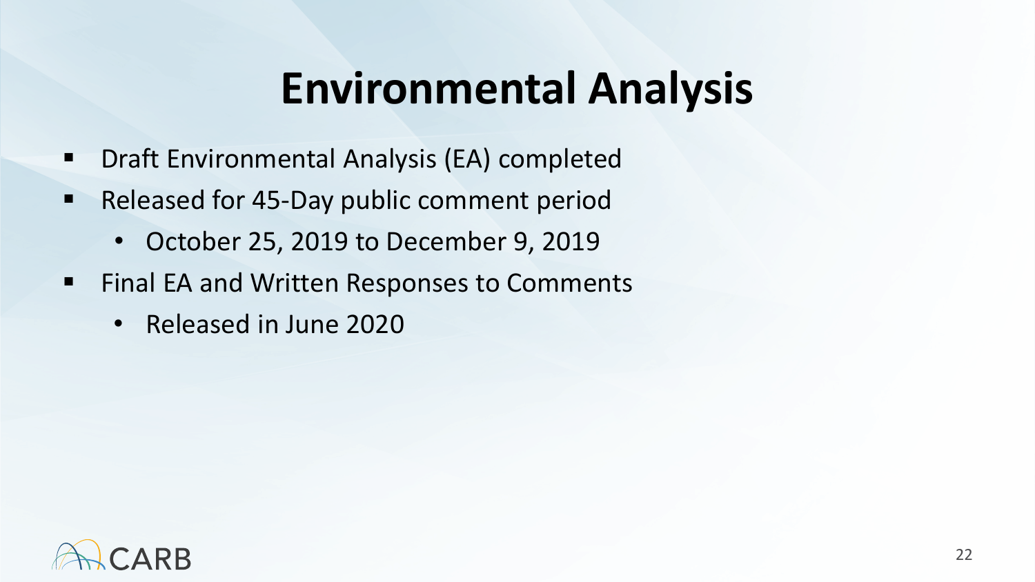# Environmental Analysis

- Draft Environmental Analysis (EA) completed
- Released for 45-Day public comment period
  - October 25, 2019 to December 9, 2019
- Final EA and Written Responses to Comments
  - Released in June 2020

CARB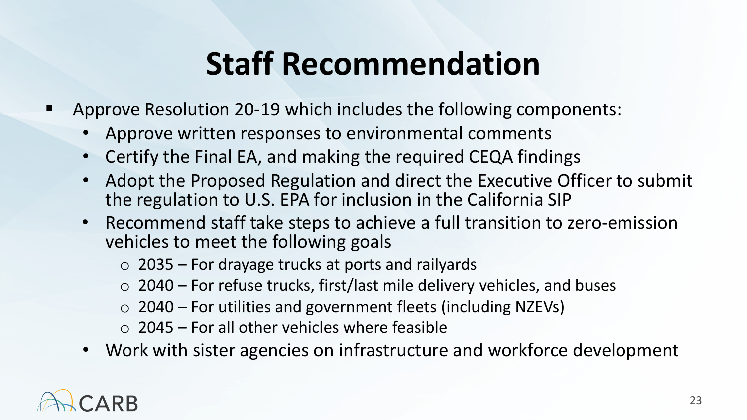# Staff Recommendation

- Approve Resolution 20-19 which includes the following components:
  - Approve written responses to environmental comments
  - Certify the Final EA, and making the required CEQA findings
  - Adopt the Proposed Regulation and direct the Executive Officer to submit the regulation to U.S. EPA for inclusion in the California SIP
  - Recommend staff take steps to achieve a full transition to zero-emission vehicles to meet the following goals
    - 2035 – For drayage trucks at ports and railyards
    - 2040 – For refuse trucks, first/last mile delivery vehicles, and buses
    - 2040 – For utilities and government fleets (including NZEVs)
    - 2045 – For all other vehicles where feasible
  - Work with sister agencies on infrastructure and workforce development

CARB